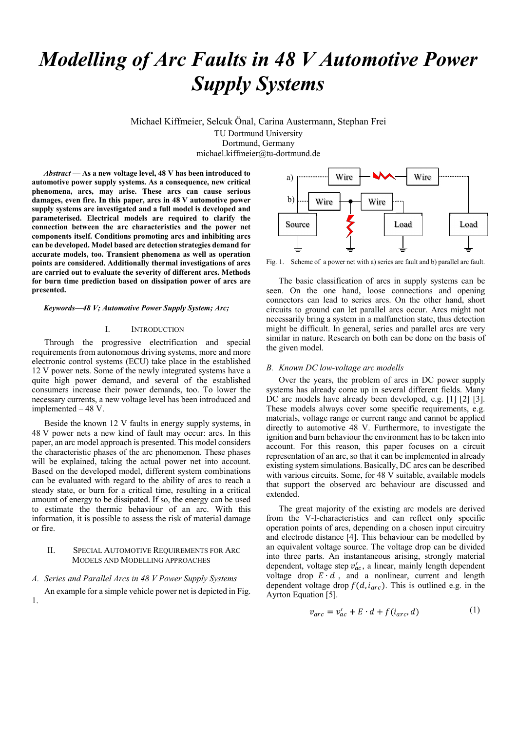# Modelling of Arc Faults in 48 V Automotive Power Supply Systems

Michael Kiffmeier, Selcuk Önal, Carina Austermann, Stephan Frei
TU Dortmund University
Dortmund, Germany
michael.kiffmeier@tu-dortmund.de

***Abstract* — As a new voltage level, 48 V has been introduced to automotive power supply systems. As a consequence, new critical phenomena, arcs, may arise. These arcs can cause serious damages, even fire. In this paper, arcs in 48 V automotive power supply systems are investigated and a full model is developed and parameterised. Electrical models are required to clarify the connection between the arc characteristics and the power net components itself. Conditions promoting arcs and inhibiting arcs can be developed. Model based arc detection strategies demand for accurate models, too. Transient phenomena as well as operation points are considered. Additionally thermal investigations of arcs are carried out to evaluate the severity of different arcs. Methods for burn time prediction based on dissipation power of arcs are presented.**

***Keywords—48 V; Automotive Power Supply System; Arc;***

## I. Introduction

Through the progressive electrification and special requirements from autonomous driving systems, more and more electronic control systems (ECU) take place in the established 12 V power nets. Some of the newly integrated systems have a quite high power demand, and several of the established consumers increase their power demands, too. To lower the necessary currents, a new voltage level has been introduced and implemented – 48 V.

Beside the known 12 V faults in energy supply systems, in 48 V power nets a new kind of fault may occur: arcs. In this paper, an arc model approach is presented. This model considers the characteristic phases of the arc phenomenon. These phases will be explained, taking the actual power net into account. Based on the developed model, different system combinations can be evaluated with regard to the ability of arcs to reach a steady state, or burn for a critical time, resulting in a critical amount of energy to be dissipated. If so, the energy can be used to estimate the thermic behaviour of an arc. With this information, it is possible to assess the risk of material damage or fire.

## II. Special Automotive Requirements for Arc Models and Modelling Approaches

### *A. Series and Parallel Arcs in 48 V Power Supply Systems*

An example for a simple vehicle power net is depicted in Fig. 1.

a) Wire Wire
b) Wire Wire
Source Load Load

Fig. 1. Scheme of a power net with a) series arc fault and b) parallel arc fault.

The basic classification of arcs in supply systems can be seen. On the one hand, loose connections and opening connectors can lead to series arcs. On the other hand, short circuits to ground can let parallel arcs occur. Arcs might not necessarily bring a system in a malfunction state, thus detection might be difficult. In general, series and parallel arcs are very similar in nature. Research on both can be done on the basis of the given model.

### *B. Known DC low-voltage arc modells*

Over the years, the problem of arcs in DC power supply systems has already come up in several different fields. Many DC arc models have already been developed, e.g. [1] [2] [3]. These models always cover some specific requirements, e.g. materials, voltage range or current range and cannot be applied directly to automotive 48 V. Furthermore, to investigate the ignition and burn behaviour the environment has to be taken into account. For this reason, this paper focuses on a circuit representation of an arc, so that it can be implemented in already existing system simulations. Basically, DC arcs can be described with various circuits. Some, for 48 V suitable, available models that support the observed arc behaviour are discussed and extended.

The great majority of the existing arc models are derived from the V-I-characteristics and can reflect only specific operation points of arcs, depending on a chosen input circuitry and electrode distance [4]. This behaviour can be modelled by an equivalent voltage source. The voltage drop can be divided into three parts. An instantaneous arising, strongly material dependent, voltage step $v'_{ac}$, a linear, mainly length dependent voltage drop $E \cdot d$, and a nonlinear, current and length dependent voltage drop $f(d, i_{arc})$. This is outlined e.g. in the Ayrton Equation [5].

$$v_{arc} = v'_{ac} + E \cdot d + f(i_{arc}, d) \tag{1}$$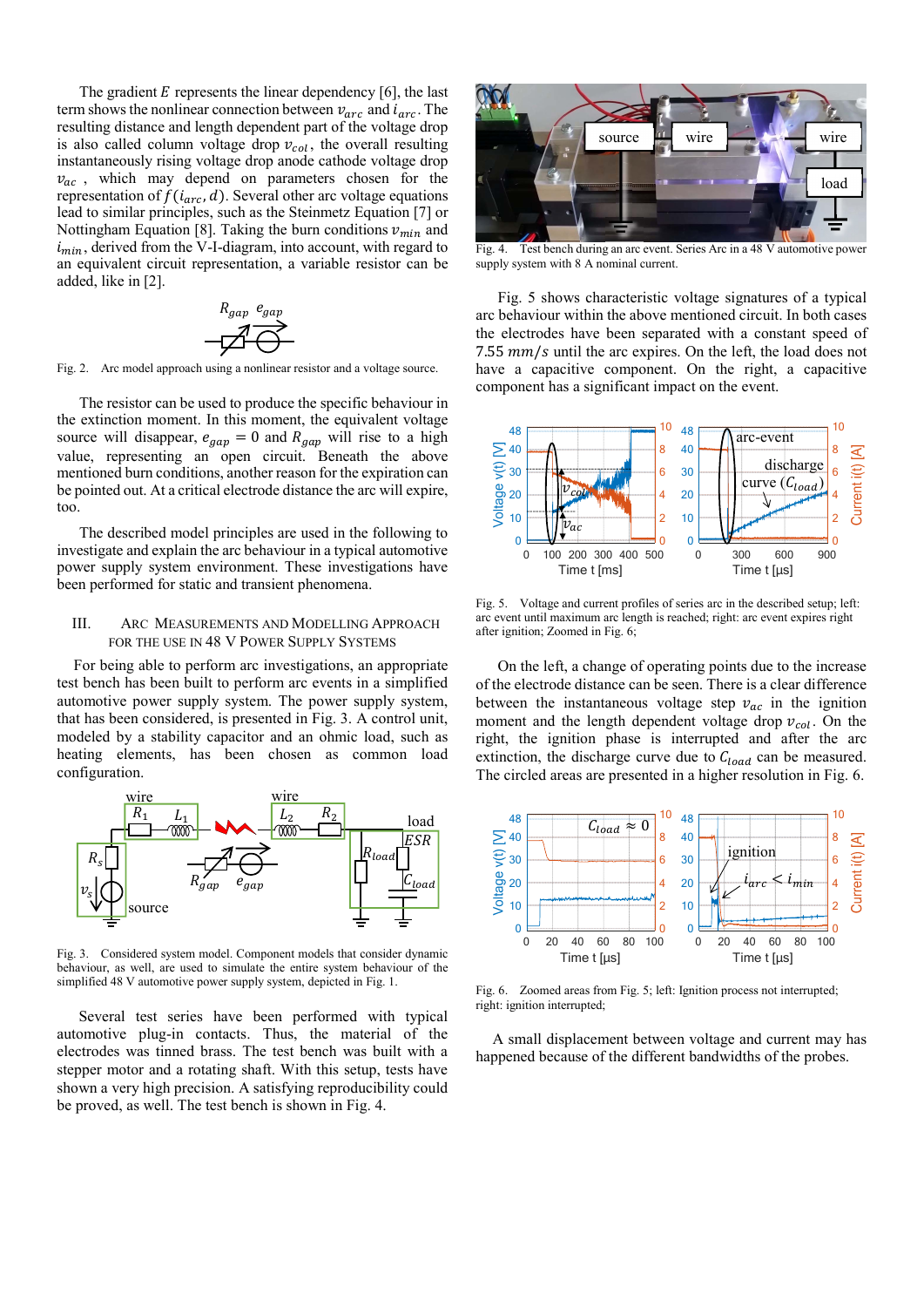The gradient $E$ represents the linear dependency [6], the last term shows the nonlinear connection between $v_{arc}$ and $i_{arc}$. The resulting distance and length dependent part of the voltage drop is also called column voltage drop $v_{col}$, the overall resulting instantaneously rising voltage drop anode cathode voltage drop $v_{ac}$, which may depend on parameters chosen for the representation of $f(i_{arc}, d)$. Several other arc voltage equations lead to similar principles, such as the Steinmetz Equation [7] or Nottingham Equation [8]. Taking the burn conditions $v_{min}$ and $i_{min}$, derived from the V-I-diagram, into account, with regard to an equivalent circuit representation, a variable resistor can be added, like in [2].

Fig. 2. Arc model approach using a nonlinear resistor and a voltage source.

The resistor can be used to produce the specific behaviour in the extinction moment. In this moment, the equivalent voltage source will disappear, $e_{gap} = 0$ and $R_{gap}$ will rise to a high value, representing an open circuit. Beneath the above mentioned burn conditions, another reason for the expiration can be pointed out. At a critical electrode distance the arc will expire, too.

The described model principles are used in the following to investigate and explain the arc behaviour in a typical automotive power supply system environment. These investigations have been performed for static and transient phenomena.

## III. Arc Measurements and Modelling Approach for the Use in 48 V Power Supply Systems

For being able to perform arc investigations, an appropriate test bench has been built to perform arc events in a simplified automotive power supply system. The power supply system, that has been considered, is presented in Fig. 3. A control unit, modeled by a stability capacitor and an ohmic load, such as heating elements, has been chosen as common load configuration.

Fig. 3. Considered system model. Component models that consider dynamic behaviour, as well, are used to simulate the entire system behaviour of the simplified 48 V automotive power supply system, depicted in Fig. 1.

Several test series have been performed with typical automotive plug-in contacts. Thus, the material of the electrodes was tinned brass. The test bench was built with a stepper motor and a rotating shaft. With this setup, tests have shown a very high precision. A satisfying reproducibility could be proved, as well. The test bench is shown in Fig. 4.

Fig. 4. Test bench during an arc event. Series Arc in a 48 V automotive power supply system with 8 A nominal current.

Fig. 5 shows characteristic voltage signatures of a typical arc behaviour within the above mentioned circuit. In both cases the electrodes have been separated with a constant speed of 7.55 $mm/s$ until the arc expires. On the left, the load does not have a capacitive component. On the right, a capacitive component has a significant impact on the event.

Fig. 5. Voltage and current profiles of series arc in the described setup; left: arc event until maximum arc length is reached; right: arc event expires right after ignition; Zoomed in Fig. 6;

On the left, a change of operating points due to the increase of the electrode distance can be seen. There is a clear difference between the instantaneous voltage step $v_{ac}$ in the ignition moment and the length dependent voltage drop $v_{col}$. On the right, the ignition phase is interrupted and after the arc extinction, the discharge curve due to $C_{load}$ can be measured. The circled areas are presented in a higher resolution in Fig. 6.

Fig. 6. Zoomed areas from Fig. 5; left: Ignition process not interrupted; right: ignition interrupted;

A small displacement between voltage and current may has happened because of the different bandwidths of the probes.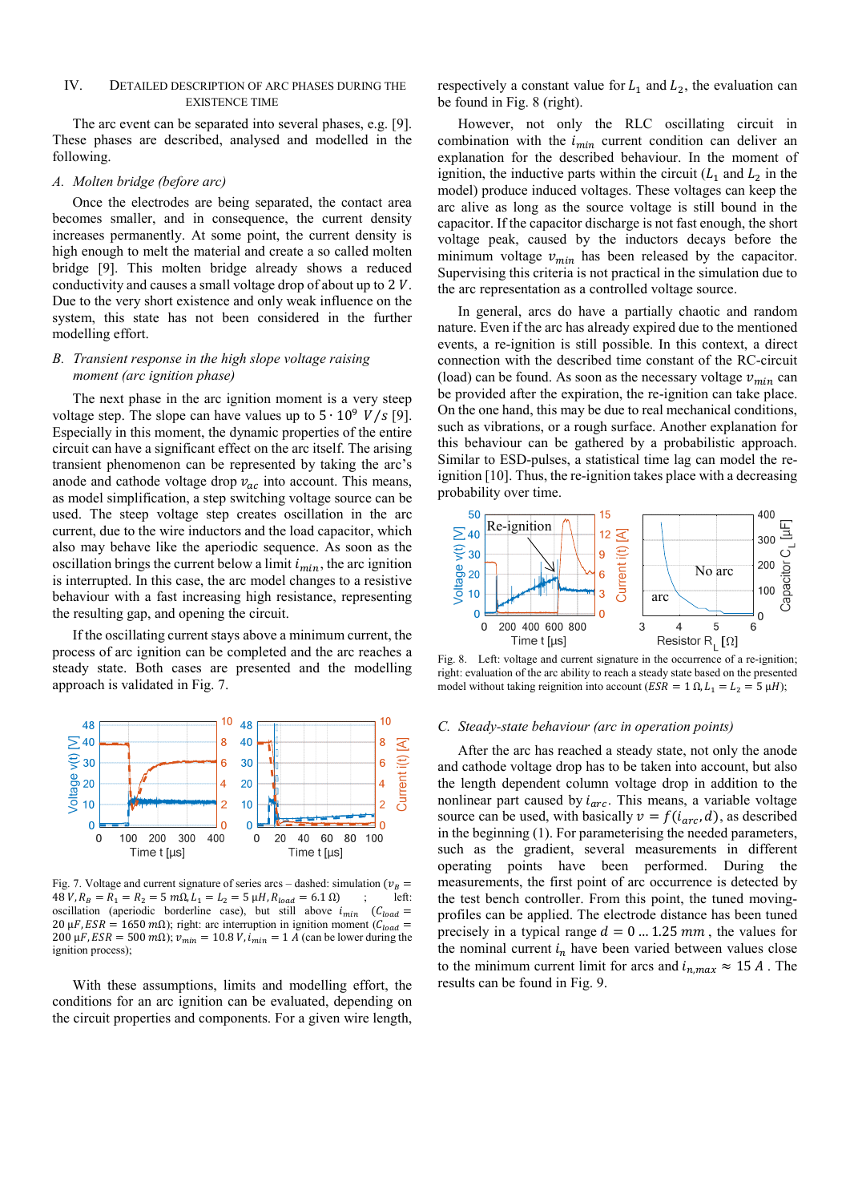## IV. Detailed Description of Arc Phases During the Existence Time

The arc event can be separated into several phases, e.g. [9]. These phases are described, analysed and modelled in the following.

### *A. Molten bridge (before arc)*

Once the electrodes are being separated, the contact area becomes smaller, and in consequence, the current density increases permanently. At some point, the current density is high enough to melt the material and create a so called molten bridge [9]. This molten bridge already shows a reduced conductivity and causes a small voltage drop of about up to $2\,V$. Due to the very short existence and only weak influence on the system, this state has not been considered in the further modelling effort.

### *B. Transient response in the high slope voltage raising moment (arc ignition phase)*

The next phase in the arc ignition moment is a very steep voltage step. The slope can have values up to $5 \cdot 10^9\ V/s$ [9]. Especially in this moment, the dynamic properties of the entire circuit can have a significant effect on the arc itself. The arising transient phenomenon can be represented by taking the arc's anode and cathode voltage drop $v_{ac}$ into account. This means, as model simplification, a step switching voltage source can be used. The steep voltage step creates oscillation in the arc current, due to the wire inductors and the load capacitor, which also may behave like the aperiodic sequence. As soon as the oscillation brings the current below a limit $i_{min}$, the arc ignition is interrupted. In this case, the arc model changes to a resistive behaviour with a fast increasing high resistance, representing the resulting gap, and opening the circuit.

If the oscillating current stays above a minimum current, the process of arc ignition can be completed and the arc reaches a steady state. Both cases are presented and the modelling approach is validated in Fig. 7.

Fig. 7. Voltage and current signature of series arcs – dashed: simulation ($v_B = 48\,V, R_B = R_1 = R_2 = 5\,m\Omega, L_1 = L_2 = 5\,\mu H, R_{load} = 6.1\,\Omega$) ; left: oscillation (aperiodic borderline case), but still above $i_{min}$ ($C_{load} = 20\,\mu F, ESR = 1650\,m\Omega$); right: arc interruption in ignition moment ($C_{load} = 200\,\mu F, ESR = 500\,m\Omega$); $v_{min} = 10.8\,V, i_{min} = 1\,A$ (can be lower during the ignition process);

With these assumptions, limits and modelling effort, the conditions for an arc ignition can be evaluated, depending on the circuit properties and components. For a given wire length, respectively a constant value for $L_1$ and $L_2$, the evaluation can be found in Fig. 8 (right).

However, not only the RLC oscillating circuit in combination with the $i_{min}$ current condition can deliver an explanation for the described behaviour. In the moment of ignition, the inductive parts within the circuit ($L_1$ and $L_2$ in the model) produce induced voltages. These voltages can keep the arc alive as long as the source voltage is still bound in the capacitor. If the capacitor discharge is not fast enough, the short voltage peak, caused by the inductors decays before the minimum voltage $v_{min}$ has been released by the capacitor. Supervising this criteria is not practical in the simulation due to the arc representation as a controlled voltage source.

In general, arcs do have a partially chaotic and random nature. Even if the arc has already expired due to the mentioned events, a re-ignition is still possible. In this context, a direct connection with the described time constant of the RC-circuit (load) can be found. As soon as the necessary voltage $v_{min}$ can be provided after the expiration, the re-ignition can take place. On the one hand, this may be due to real mechanical conditions, such as vibrations, or a rough surface. Another explanation for this behaviour can be gathered by a probabilistic approach. Similar to ESD-pulses, a statistical time lag can model the re-ignition [10]. Thus, the re-ignition takes place with a decreasing probability over time.

Fig. 8. Left: voltage and current signature in the occurrence of a re-ignition; right: evaluation of the arc ability to reach a steady state based on the presented model without taking reignition into account ($ESR = 1\,\Omega, L_1 = L_2 = 5\,\mu H$);

### *C. Steady-state behaviour (arc in operation points)*

After the arc has reached a steady state, not only the anode and cathode voltage drop has to be taken into account, but also the length dependent column voltage drop in addition to the nonlinear part caused by $i_{arc}$. This means, a variable voltage source can be used, with basically $v = f(i_{arc}, d)$, as described in the beginning (1). For parametering the needed parameters, such as the gradient, several measurements in different operating points have been performed. During the measurements, the first point of arc occurrence is detected by the test bench controller. From this point, the tuned moving-profiles can be applied. The electrode distance has been tuned precisely in a typical range $d = 0 \ldots 1.25\,mm$, the values for the nominal current $i_n$ have been varied between values close to the minimum current limit for arcs and $i_{n,max} \approx 15\,A$. The results can be found in Fig. 9.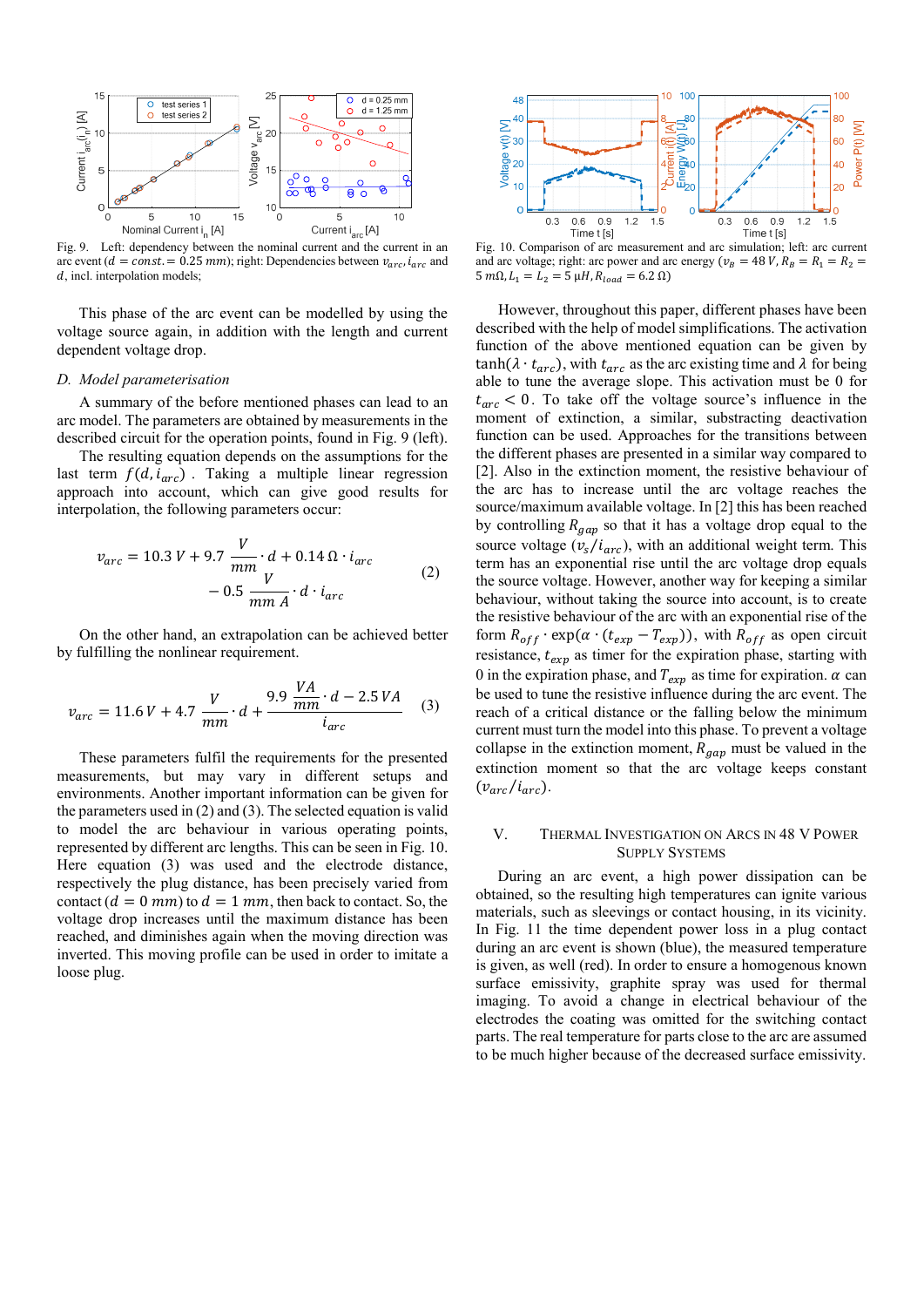Fig. 9. Left: dependency between the nominal current and the current in an arc event ($d = const. = 0.25\ mm$); right: Dependencies between $v_{arc}, i_{arc}$ and $d$, incl. interpolation models;

Fig. 10. Comparison of arc measurement and arc simulation; left: arc current and arc voltage; right: arc power and arc energy ($v_B = 48\ V, R_B = R_1 = R_2 = 5\ m\Omega, L_1 = L_2 = 5\ \mu H, R_{load} = 6.2\ \Omega$)

This phase of the arc event can be modelled by using the voltage source again, in addition with the length and current dependent voltage drop.

### D. Model parameterisation

A summary of the before mentioned phases can lead to an arc model. The parameters are obtained by measurements in the described circuit for the operation points, found in Fig. 9 (left).

The resulting equation depends on the assumptions for the last term $f(d, i_{arc})$. Taking a multiple linear regression approach into account, which can give good results for interpolation, the following parameters occur:

$$v_{arc} = 10.3\ V + 9.7\ \frac{V}{mm} \cdot d + 0.14\ \Omega \cdot i_{arc} - 0.5\ \frac{V}{mm\ A} \cdot d \cdot i_{arc} \quad (2)$$

On the other hand, an extrapolation can be achieved better by fulfilling the nonlinear requirement.

$$v_{arc} = 11.6\ V + 4.7\ \frac{V}{mm} \cdot d + \frac{9.9\ \frac{VA}{mm} \cdot d - 2.5\ VA}{i_{arc}} \quad (3)$$

These parameters fulfil the requirements for the presented measurements, but may vary in different setups and environments. Another important information can be given for the parameters used in (2) and (3). The selected equation is valid to model the arc behaviour in various operating points, represented by different arc lengths. This can be seen in Fig. 10. Here equation (3) was used and the electrode distance, respectively the plug distance, has been precisely varied from contact ($d = 0\ mm$) to $d = 1\ mm$, then back to contact. So, the voltage drop increases until the maximum distance has been reached, and diminishes again when the moving direction was inverted. This moving profile can be used in order to imitate a loose plug.

However, throughout this paper, different phases have been described with the help of model simplifications. The activation function of the above mentioned equation can be given by $\tanh(\lambda \cdot t_{arc})$, with $t_{arc}$ as the arc existing time and $\lambda$ for being able to tune the average slope. This activation must be 0 for $t_{arc} < 0$. To take off the voltage source's influence in the moment of extinction, a similar, substracting deactivation function can be used. Approaches for the transitions between the different phases are presented in a similar way compared to [2]. Also in the extinction moment, the resistive behaviour of the arc has to increase until the arc voltage reaches the source/maximum available voltage. In [2] this has been reached by controlling $R_{gap}$ so that it has a voltage drop equal to the source voltage ($v_s/i_{arc}$), with an additional weight term. This term has an exponential rise until the arc voltage drop equals the source voltage. However, another way for keeping a similar behaviour, without taking the source into account, is to create the resistive behaviour of the arc with an exponential rise of the form $R_{off} \cdot \exp(\alpha \cdot (t_{exp} - T_{exp}))$, with $R_{off}$ as open circuit resistance, $t_{exp}$ as timer for the expiration phase, starting with 0 in the expiration phase, and $T_{exp}$ as time for expiration. $\alpha$ can be used to tune the resistive influence during the arc event. The reach of a critical distance or the falling below the minimum current must turn the model into this phase. To prevent a voltage collapse in the extinction moment, $R_{gap}$ must be valued in the extinction moment so that the arc voltage keeps constant ($v_{arc}/i_{arc}$).

## V. Thermal Investigation on Arcs in 48 V Power Supply Systems

During an arc event, a high power dissipation can be obtained, so the resulting high temperatures can ignite various materials, such as sleevings or contact housing, in its vicinity. In Fig. 11 the time dependent power loss in a plug contact during an arc event is shown (blue), the measured temperature is given, as well (red). In order to ensure a homogenous known surface emissivity, graphite spray was used for thermal imaging. To avoid a change in electrical behaviour of the electrodes the coating was omitted for the switching contact parts. The real temperature for parts close to the arc are assumed to be much higher because of the decreased surface emissivity.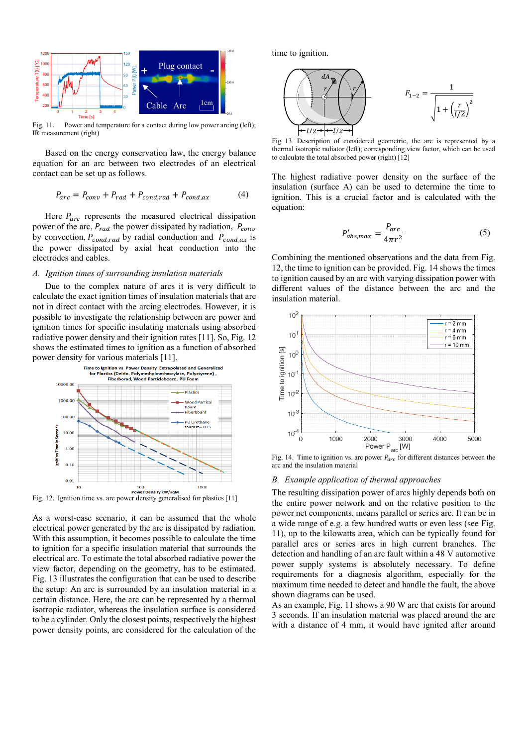Fig. 11. Power and temperature for a contact during low power arcing (left); IR measurement (right)

Based on the energy conservation law, the energy balance equation for an arc between two electrodes of an electrical contact can be set up as follows.

$$P_{arc} = P_{conv} + P_{rad} + P_{cond,rad} + P_{cond,ax} \quad (4)$$

Here $P_{arc}$ represents the measured electrical dissipation power of the arc, $P_{rad}$ the power dissipated by radiation, $P_{conv}$ by convection, $P_{cond,rad}$ by radial conduction and $P_{cond,ax}$ is the power dissipated by axial heat conduction into the electrodes and cables.

### *A. Ignition times of surrounding insulation materials*

Due to the complex nature of arcs it is very difficult to calculate the exact ignition times of insulation materials that are not in direct contact with the arcing electrodes. However, it is possible to investigate the relationship between arc power and ignition times for specific insulating materials using absorbed radiative power density and their ignition rates [11]. So, Fig. 12 shows the estimated times to ignition as a function of absorbed power density for various materials [11].

Fig. 12. Ignition time vs. arc power density generalised for plastics [11]

As a worst-case scenario, it can be assumed that the whole electrical power generated by the arc is dissipated by radiation. With this assumption, it becomes possible to calculate the time to ignition for a specific insulation material that surrounds the electrical arc. To estimate the total absorbed radiative power the view factor, depending on the geometry, has to be estimated. Fig. 13 illustrates the configuration that can be used to describe the setup: An arc is surrounded by an insulation material in a certain distance. Here, the arc can be represented by a thermal isotropic radiator, whereas the insulation surface is considered to be a cylinder. Only the closest points, respectively the highest power density points, are considered for the calculation of the time to ignition.

$$F_{1-2} = \frac{1}{\sqrt{1 + \left(\frac{r}{l/2}\right)^2}}$$

Fig. 13. Description of considered geometrie, the arc is represented by a thermal isotropic radiator (left); corresponding view factor, which can be used to calculate the total absorbed power (right) [12]

The highest radiative power density on the surface of the insulation (surface A) can be used to determine the time to ignition. This is a crucial factor and is calculated with the equation:

$$P'_{abs,max} = \frac{P_{arc}}{4\pi r^2} \quad (5)$$

Combining the mentioned observations and the data from Fig. 12, the time to ignition can be provided. Fig. 14 shows the times to ignition caused by an arc with varying dissipation power with different values of the distance between the arc and the insulation material.

Fig. 14. Time to ignition vs. arc power $P_{arc}$ for different distances between the arc and the insulation material

### *B. Example application of thermal approaches*

The resulting dissipation power of arcs highly depends both on the entire power network and on the relative position to the power net components, means parallel or series arc. It can be in a wide range of e.g. a few hundred watts or even less (see Fig. 11), up to the kilowatts area, which can be typically found for parallel arcs or series arcs in high current branches. The detection and handling of an arc fault within a 48 V automotive power supply systems is absolutely necessary. To define requirements for a diagnosis algorithm, especially for the maximum time needed to detect and handle the fault, the above shown diagrams can be used.

As an example, Fig. 11 shows a 90 W arc that exists for around 3 seconds. If an insulation material was placed around the arc with a distance of 4 mm, it would have ignited after around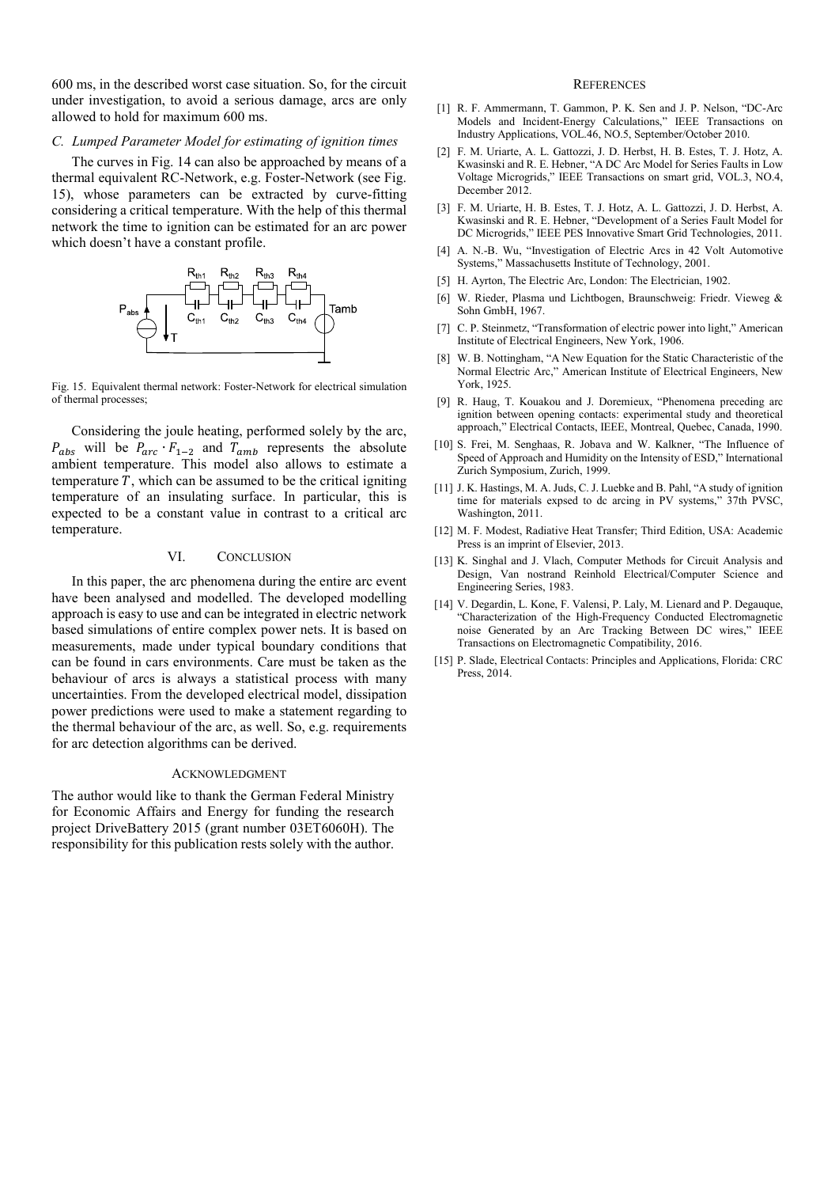600 ms, in the described worst case situation. So, for the circuit under investigation, to avoid a serious damage, arcs are only allowed to hold for maximum 600 ms.

### *C. Lumped Parameter Model for estimating of ignition times*

The curves in Fig. 14 can also be approached by means of a thermal equivalent RC-Network, e.g. Foster-Network (see Fig. 15), whose parameters can be extracted by curve-fitting considering a critical temperature. With the help of this thermal network the time to ignition can be estimated for an arc power which doesn't have a constant profile.

$R_{th1}$ $R_{th2}$ $R_{th3}$ $R_{th4}$
$P_{abs}$ $C_{th1}$ $C_{th2}$ $C_{th3}$ $C_{th4}$ Tamb
T

Fig. 15. Equivalent thermal network: Foster-Network for electrical simulation of thermal processes;

Considering the joule heating, performed solely by the arc, $P_{abs}$ will be $P_{arc} \cdot F_{1-2}$ and $T_{amb}$ represents the absolute ambient temperature. This model also allows to estimate a temperature $T$, which can be assumed to be the critical igniting temperature of an insulating surface. In particular, this is expected to be a constant value in contrast to a critical arc temperature.

## VI. CONCLUSION

In this paper, the arc phenomena during the entire arc event have been analysed and modelled. The developed modelling approach is easy to use and can be integrated in electric network based simulations of entire complex power nets. It is based on measurements, made under typical boundary conditions that can be found in cars environments. Care must be taken as the behaviour of arcs is always a statistical process with many uncertainties. From the developed electrical model, dissipation power predictions were used to make a statement regarding to the thermal behaviour of the arc, as well. So, e.g. requirements for arc detection algorithms can be derived.

## ACKNOWLEDGMENT

The author would like to thank the German Federal Ministry for Economic Affairs and Energy for funding the research project DriveBattery 2015 (grant number 03ET6060H). The responsibility for this publication rests solely with the author.

## REFERENCES

[1] R. F. Ammermann, T. Gammon, P. K. Sen and J. P. Nelson, "DC-Arc Models and Incident-Energy Calculations," IEEE Transactions on Industry Applications, VOL.46, NO.5, September/October 2010.

[2] F. M. Uriarte, A. L. Gattozzi, J. D. Herbst, H. B. Estes, T. J. Hotz, A. Kwasinski and R. E. Hebner, "A DC Arc Model for Series Faults in Low Voltage Microgrids," IEEE Transactions on smart grid, VOL.3, NO.4, December 2012.

[3] F. M. Uriarte, H. B. Estes, T. J. Hotz, A. L. Gattozzi, J. D. Herbst, A. Kwasinski and R. E. Hebner, "Development of a Series Fault Model for DC Microgrids," IEEE PES Innovative Smart Grid Technologies, 2011.

[4] A. N.-B. Wu, "Investigation of Electric Arcs in 42 Volt Automotive Systems," Massachusetts Institute of Technology, 2001.

[5] H. Ayrton, The Electric Arc, London: The Electrician, 1902.

[6] W. Rieder, Plasma und Lichtbogen, Braunschweig: Friedr. Vieweg & Sohn GmbH, 1967.

[7] C. P. Steinmetz, "Transformation of electric power into light," American Institute of Electrical Engineers, New York, 1906.

[8] W. B. Nottingham, "A New Equation for the Static Characteristic of the Normal Electric Arc," American Institute of Electrical Engineers, New York, 1925.

[9] R. Haug, T. Kouakou and J. Doremieux, "Phenomena preceding arc ignition between opening contacts: experimental study and theoretical approach," Electrical Contacts, IEEE, Montreal, Quebec, Canada, 1990.

[10] S. Frei, M. Senghaas, R. Jobava and W. Kalkner, "The Influence of Speed of Approach and Humidity on the Intensity of ESD," International Zurich Symposium, Zurich, 1999.

[11] J. K. Hastings, M. A. Juds, C. J. Luebke and B. Pahl, "A study of ignition time for materials expsed to dc arcing in PV systems," 37th PVSC, Washington, 2011.

[12] M. F. Modest, Radiative Heat Transfer; Third Edition, USA: Academic Press is an imprint of Elsevier, 2013.

[13] K. Singhal and J. Vlach, Computer Methods for Circuit Analysis and Design, Van nostrand Reinhold Electrical/Computer Science and Engineering Series, 1983.

[14] V. Degardin, L. Kone, F. Valensi, P. Laly, M. Lienard and P. Degauque, "Characterization of the High-Frequency Conducted Electromagnetic noise Generated by an Arc Tracking Between DC wires," IEEE Transactions on Electromagnetic Compatibility, 2016.

[15] P. Slade, Electrical Contacts: Principles and Applications, Florida: CRC Press, 2014.